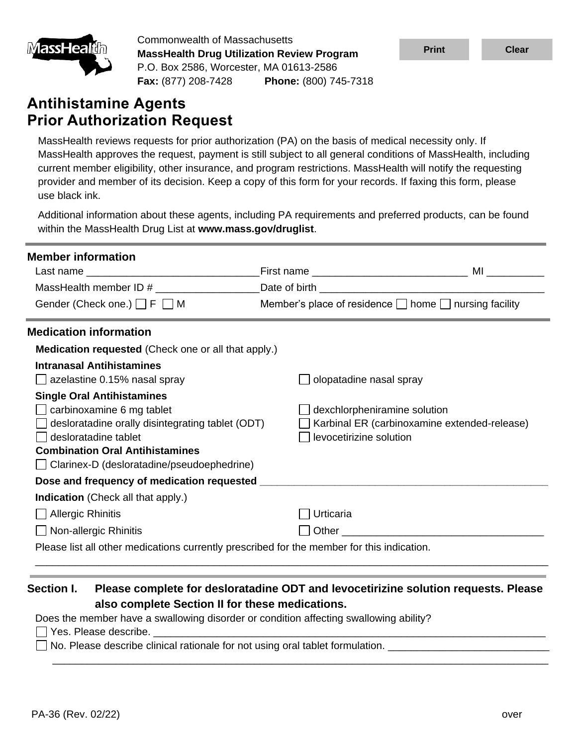Commonwealth of Massachusetts
**MassHealth Drug Utilization Review Program**
P.O. Box 2586, Worcester, MA 01613-2586
**Fax:** (877) 208-7428 **Phone:** (800) 745-7318

# Antihistamine Agents Prior Authorization Request

MassHealth reviews requests for prior authorization (PA) on the basis of medical necessity only. If MassHealth approves the request, payment is still subject to all general conditions of MassHealth, including current member eligibility, other insurance, and program restrictions. MassHealth will notify the requesting provider and member of its decision. Keep a copy of this form for your records. If faxing this form, please use black ink.

Additional information about these agents, including PA requirements and preferred products, can be found within the MassHealth Drug List at **www.mass.gov/druglist**.

## Member information

Last name ______________________________ First name ___________________________ MI __________

MassHealth member ID # __________________ Date of birth ________________________________________

Gender (Check one.) ☐ F ☐ M Member's place of residence ☐ home ☐ nursing facility

## Medication information

**Medication requested** (Check one or all that apply.)

**Intranasal Antihistamines**

☐ azelastine 0.15% nasal spray

☐ olopatadine nasal spray

**Single Oral Antihistamines**

☐ carbinoxamine 6 mg tablet

☐ desloratadine orally disintegrating tablet (ODT)

☐ desloratadine tablet

☐ dexchlorpheniramine solution

☐ Karbinal ER (carbinoxamine extended-release)

☐ levocetirizine solution

**Combination Oral Antihistamines**

☐ Clarinex-D (desloratadine/pseudoephedrine)

**Dose and frequency of medication requested** _____________________________________________________

**Indication** (Check all that apply.)

☐ Allergic Rhinitis

☐ Non-allergic Rhinitis

☐ Urticaria

☐ Other ___________________________________

Please list all other medications currently prescribed for the member for this indication.

_____________________________________________________________________________________________

## Section I. Please complete for desloratadine ODT and levocetirizine solution requests. Please also complete Section II for these medications.

Does the member have a swallowing disorder or condition affecting swallowing ability?

☐ Yes. Please describe. _____________________________________________________________________

☐ No. Please describe clinical rationale for not using oral tablet formulation. ___________________________

_____________________________________________________________________________________________

PA-36 (Rev. 02/22)

over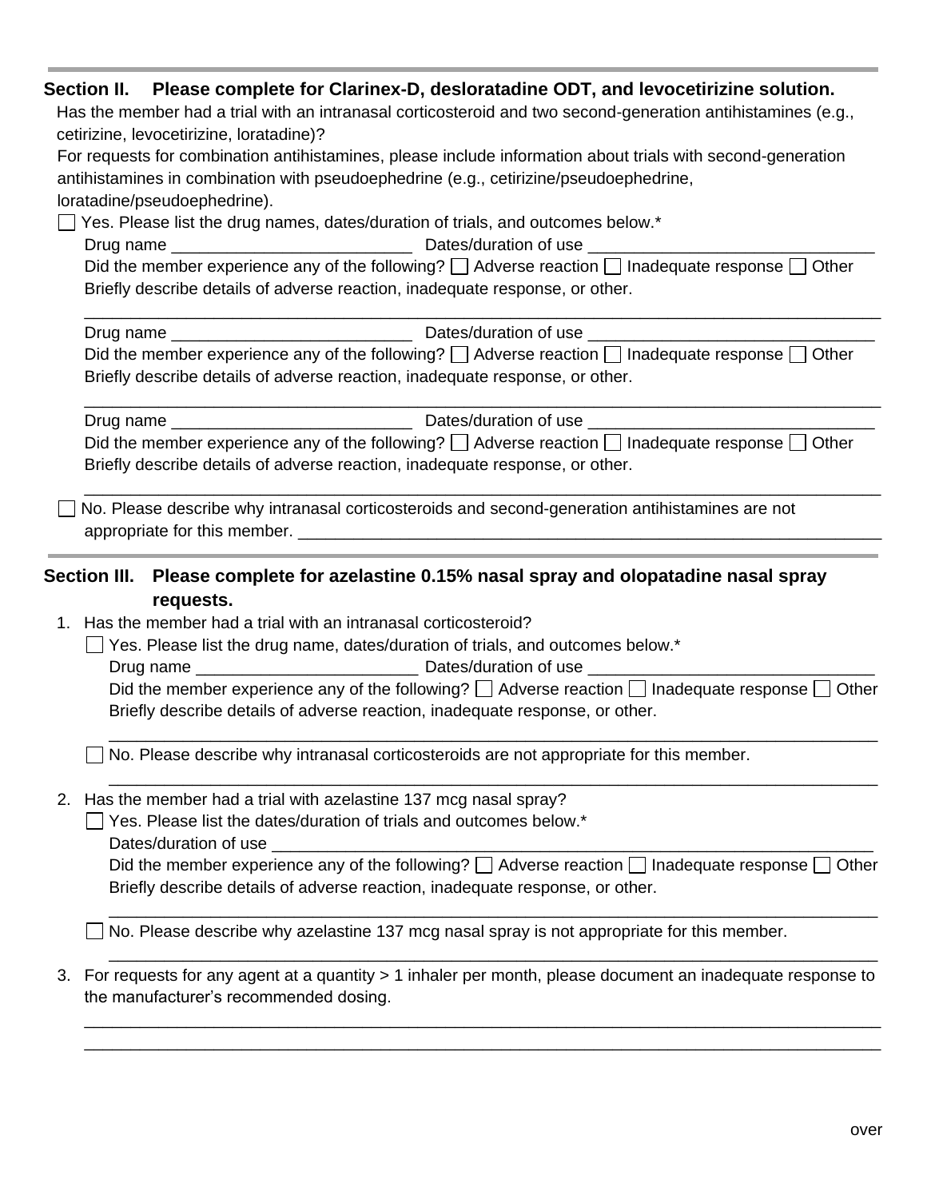## Section II. Please complete for Clarinex-D, desloratadine ODT, and levocetirizine solution.

Has the member had a trial with an intranasal corticosteroid and two second-generation antihistamines (e.g., cetirizine, levocetirizine, loratadine)?

For requests for combination antihistamines, please include information about trials with second-generation antihistamines in combination with pseudoephedrine (e.g., cetirizine/pseudoephedrine, loratadine/pseudoephedrine).

☐ Yes. Please list the drug names, dates/duration of trials, and outcomes below.*

Drug name ___________________________ Dates/duration of use _______________________________

Did the member experience any of the following? ☐ Adverse reaction ☐ Inadequate response ☐ Other

Briefly describe details of adverse reaction, inadequate response, or other.

_____________________________________________________________________________________

Drug name ___________________________ Dates/duration of use _______________________________

Did the member experience any of the following? ☐ Adverse reaction ☐ Inadequate response ☐ Other

Briefly describe details of adverse reaction, inadequate response, or other.

_____________________________________________________________________________________

Drug name ___________________________ Dates/duration of use _______________________________

Did the member experience any of the following? ☐ Adverse reaction ☐ Inadequate response ☐ Other

Briefly describe details of adverse reaction, inadequate response, or other.

_____________________________________________________________________________________

☐ No. Please describe why intranasal corticosteroids and second-generation antihistamines are not appropriate for this member. ____________________________________________________________________

## Section III. Please complete for azelastine 0.15% nasal spray and olopatadine nasal spray requests.

1. Has the member had a trial with an intranasal corticosteroid?

   ☐ Yes. Please list the drug name, dates/duration of trials, and outcomes below.*

   Drug name _________________________ Dates/duration of use _______________________________

   Did the member experience any of the following? ☐ Adverse reaction ☐ Inadequate response ☐ Other

   Briefly describe details of adverse reaction, inadequate response, or other.

   _____________________________________________________________________________________

   ☐ No. Please describe why intranasal corticosteroids are not appropriate for this member.

   _____________________________________________________________________________________

2. Has the member had a trial with azelastine 137 mcg nasal spray?

   ☐ Yes. Please list the dates/duration of trials and outcomes below.*

   Dates/duration of use _______________________________________________________________

   Did the member experience any of the following? ☐ Adverse reaction ☐ Inadequate response ☐ Other

   Briefly describe details of adverse reaction, inadequate response, or other.

   _____________________________________________________________________________________

   ☐ No. Please describe why azelastine 137 mcg nasal spray is not appropriate for this member.

   _____________________________________________________________________________________

3. For requests for any agent at a quantity > 1 inhaler per month, please document an inadequate response to the manufacturer's recommended dosing.

   _____________________________________________________________________________________

   _____________________________________________________________________________________

over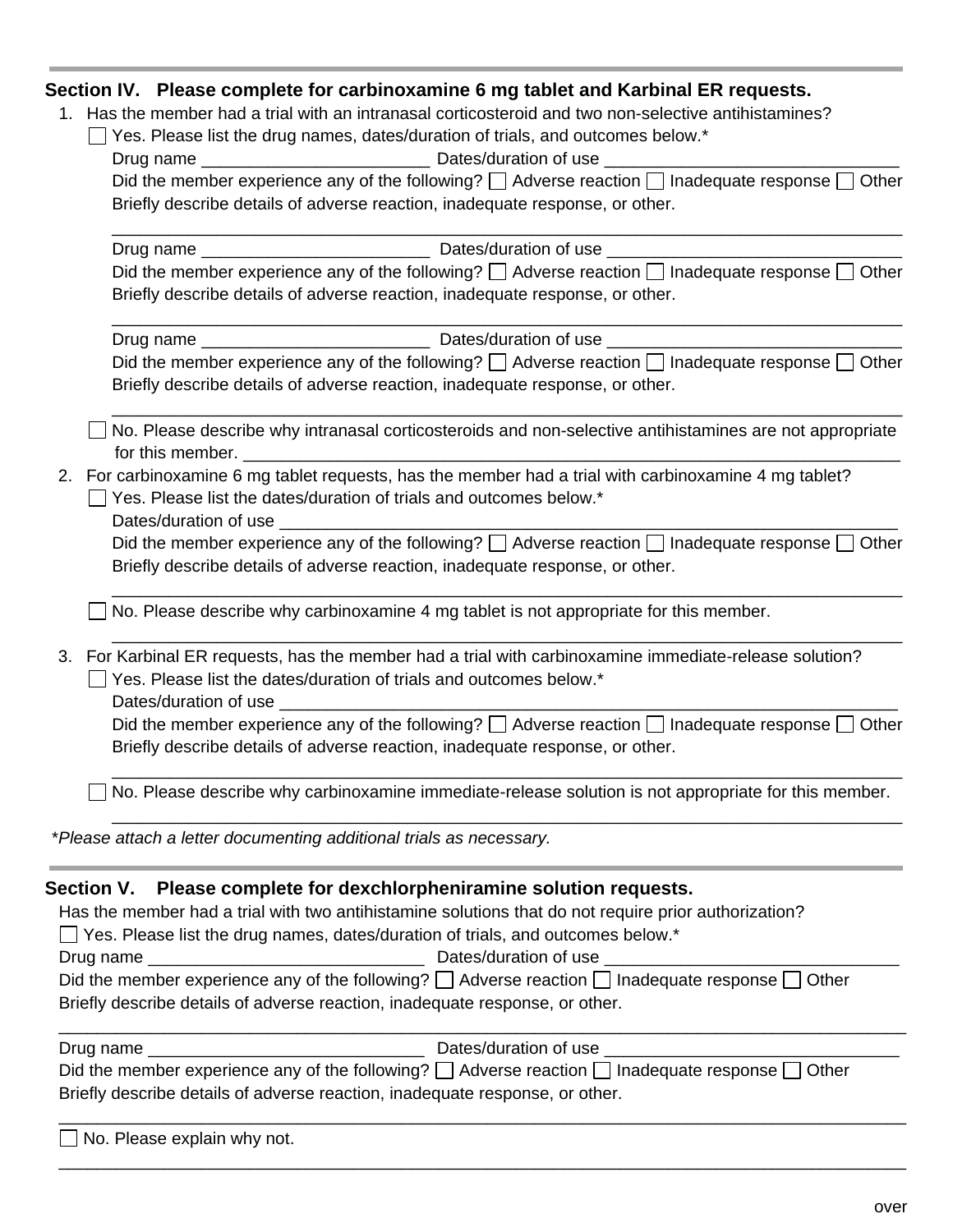## Section IV. Please complete for carbinoxamine 6 mg tablet and Karbinal ER requests.

1. Has the member had a trial with an intranasal corticosteroid and two non-selective antihistamines?

   ☐ Yes. Please list the drug names, dates/duration of trials, and outcomes below.*

   Drug name ________________________ Dates/duration of use ______________________________

   Did the member experience any of the following? ☐ Adverse reaction ☐ Inadequate response ☐ Other

   Briefly describe details of adverse reaction, inadequate response, or other.

   ________________________________________________________________________________

   Drug name ________________________ Dates/duration of use ______________________________

   Did the member experience any of the following? ☐ Adverse reaction ☐ Inadequate response ☐ Other

   Briefly describe details of adverse reaction, inadequate response, or other.

   ________________________________________________________________________________

   Drug name ________________________ Dates/duration of use ______________________________

   Did the member experience any of the following? ☐ Adverse reaction ☐ Inadequate response ☐ Other

   Briefly describe details of adverse reaction, inadequate response, or other.

   ________________________________________________________________________________

   ☐ No. Please describe why intranasal corticosteroids and non-selective antihistamines are not appropriate for this member. ____________________________________________________________

2. For carbinoxamine 6 mg tablet requests, has the member had a trial with carbinoxamine 4 mg tablet?

   ☐ Yes. Please list the dates/duration of trials and outcomes below.*

   Dates/duration of use ____________________________________________________________

   Did the member experience any of the following? ☐ Adverse reaction ☐ Inadequate response ☐ Other

   Briefly describe details of adverse reaction, inadequate response, or other.

   ________________________________________________________________________________

   ☐ No. Please describe why carbinoxamine 4 mg tablet is not appropriate for this member.

   ________________________________________________________________________________

3. For Karbinal ER requests, has the member had a trial with carbinoxamine immediate-release solution?

   ☐ Yes. Please list the dates/duration of trials and outcomes below.*

   Dates/duration of use ____________________________________________________________

   Did the member experience any of the following? ☐ Adverse reaction ☐ Inadequate response ☐ Other

   Briefly describe details of adverse reaction, inadequate response, or other.

   ________________________________________________________________________________

   ☐ No. Please describe why carbinoxamine immediate-release solution is not appropriate for this member.

   ________________________________________________________________________________

*\*Please attach a letter documenting additional trials as necessary.*

## Section V. Please complete for dexchlorpheniramine solution requests.

Has the member had a trial with two antihistamine solutions that do not require prior authorization?

☐ Yes. Please list the drug names, dates/duration of trials, and outcomes below.*

Drug name ____________________________ Dates/duration of use ______________________________

Did the member experience any of the following? ☐ Adverse reaction ☐ Inadequate response ☐ Other

Briefly describe details of adverse reaction, inadequate response, or other.

____________________________________________________________________________________

Drug name ____________________________ Dates/duration of use ______________________________

Did the member experience any of the following? ☐ Adverse reaction ☐ Inadequate response ☐ Other

Briefly describe details of adverse reaction, inadequate response, or other.

____________________________________________________________________________________

☐ No. Please explain why not.

____________________________________________________________________________________

over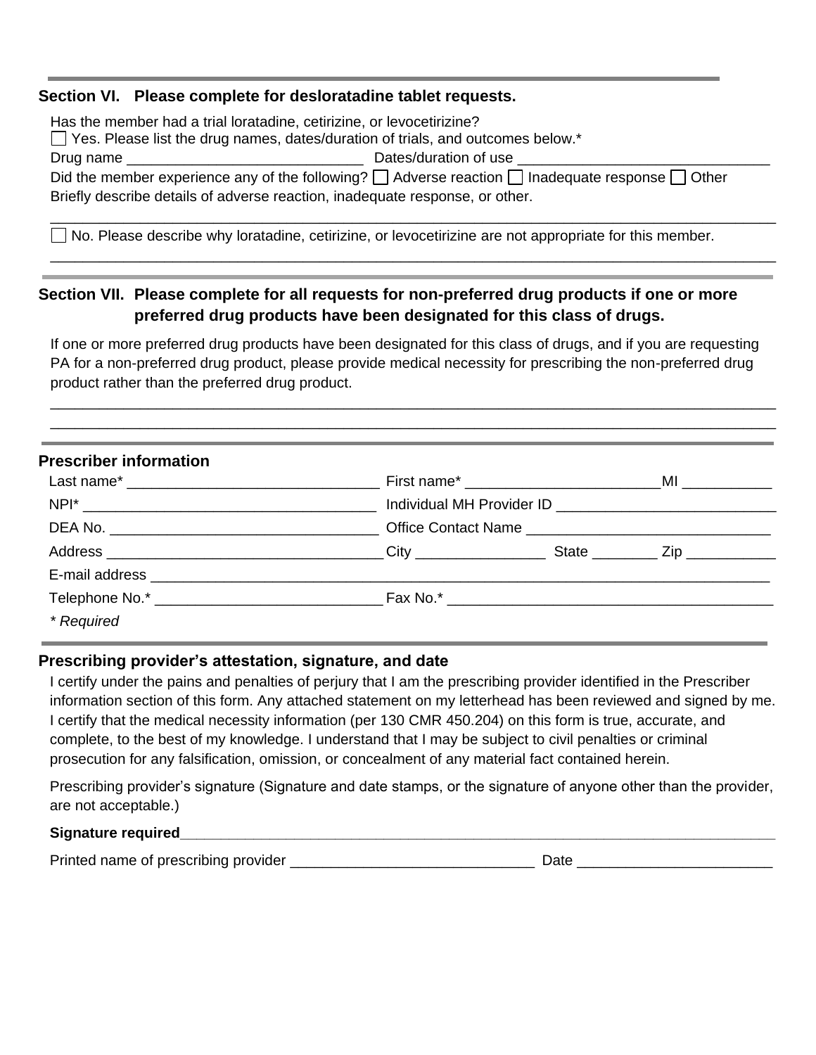## Section VI. Please complete for desloratadine tablet requests.

Has the member had a trial loratadine, cetirizine, or levocetirizine?

☐ Yes. Please list the drug names, dates/duration of trials, and outcomes below.*

Drug name ______________________________ Dates/duration of use ______________________________

Did the member experience any of the following? ☐ Adverse reaction ☐ Inadequate response ☐ Other

Briefly describe details of adverse reaction, inadequate response, or other.

______________________________________________________________________________________

☐ No. Please describe why loratadine, cetirizine, or levocetirizine are not appropriate for this member.

______________________________________________________________________________________

## Section VII. Please complete for all requests for non-preferred drug products if one or more preferred drug products have been designated for this class of drugs.

If one or more preferred drug products have been designated for this class of drugs, and if you are requesting PA for a non-preferred drug product, please provide medical necessity for prescribing the non-preferred drug product rather than the preferred drug product.

______________________________________________________________________________________

______________________________________________________________________________________

## Prescriber information

Last name* ______________________________ First name* ________________________ MI ___________

NPI* ___________________________________ Individual MH Provider ID ___________________________

DEA No. ________________________________ Office Contact Name _____________________________

Address _________________________________ City ________________ State ________ Zip ___________

E-mail address ______________________________________________________________________________

Telephone No.* ___________________________ Fax No.* _______________________________________

*\* Required*

## Prescribing provider's attestation, signature, and date

I certify under the pains and penalties of perjury that I am the prescribing provider identified in the Prescriber information section of this form. Any attached statement on my letterhead has been reviewed and signed by me. I certify that the medical necessity information (per 130 CMR 450.204) on this form is true, accurate, and complete, to the best of my knowledge. I understand that I may be subject to civil penalties or criminal prosecution for any falsification, omission, or concealment of any material fact contained herein.

Prescribing provider's signature (Signature and date stamps, or the signature of anyone other than the provider, are not acceptable.)

**Signature required**______________________________________________________________________

Printed name of prescribing provider ______________________________ Date ________________________